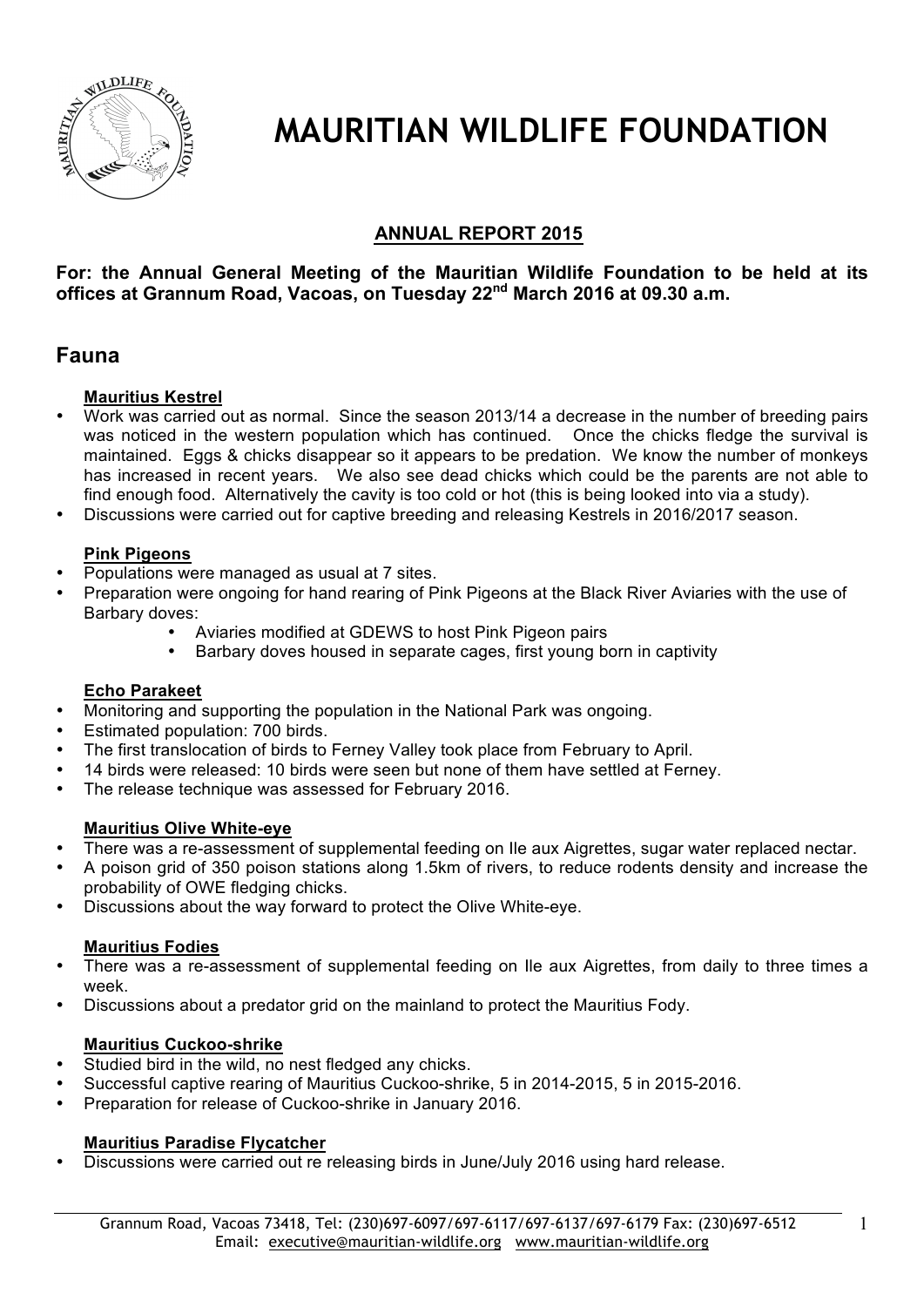# MAURITIAN WILDLIFE FOUNDATION

## ANNUAL REPORT 2015

**For: the Annual General Meeting of the Mauritian Wildlife Foundation to be held at its offices at Grannum Road, Vacoas, on Tuesday 22nd March 2016 at 09.30 a.m.**

## Fauna

### Mauritius Kestrel

- Work was carried out as normal. Since the season 2013/14 a decrease in the number of breeding pairs was noticed in the western population which has continued. Once the chicks fledge the survival is maintained. Eggs & chicks disappear so it appears to be predation. We know the number of monkeys has increased in recent years. We also see dead chicks which could be the parents are not able to find enough food. Alternatively the cavity is too cold or hot (this is being looked into via a study).
- Discussions were carried out for captive breeding and releasing Kestrels in 2016/2017 season.

### Pink Pigeons

- Populations were managed as usual at 7 sites.
- Preparation were ongoing for hand rearing of Pink Pigeons at the Black River Aviaries with the use of Barbary doves:
  - Aviaries modified at GDEWS to host Pink Pigeon pairs
  - Barbary doves housed in separate cages, first young born in captivity

### Echo Parakeet

- Monitoring and supporting the population in the National Park was ongoing.
- Estimated population: 700 birds.
- The first translocation of birds to Ferney Valley took place from February to April.
- 14 birds were released: 10 birds were seen but none of them have settled at Ferney.
- The release technique was assessed for February 2016.

### Mauritius Olive White-eye

- There was a re-assessment of supplemental feeding on Ile aux Aigrettes, sugar water replaced nectar.
- A poison grid of 350 poison stations along 1.5km of rivers, to reduce rodents density and increase the probability of OWE fledging chicks.
- Discussions about the way forward to protect the Olive White-eye.

### Mauritius Fodies

- There was a re-assessment of supplemental feeding on Ile aux Aigrettes, from daily to three times a week.
- Discussions about a predator grid on the mainland to protect the Mauritius Fody.

### Mauritius Cuckoo-shrike

- Studied bird in the wild, no nest fledged any chicks.
- Successful captive rearing of Mauritius Cuckoo-shrike, 5 in 2014-2015, 5 in 2015-2016.
- Preparation for release of Cuckoo-shrike in January 2016.

### Mauritius Paradise Flycatcher

- Discussions were carried out re releasing birds in June/July 2016 using hard release.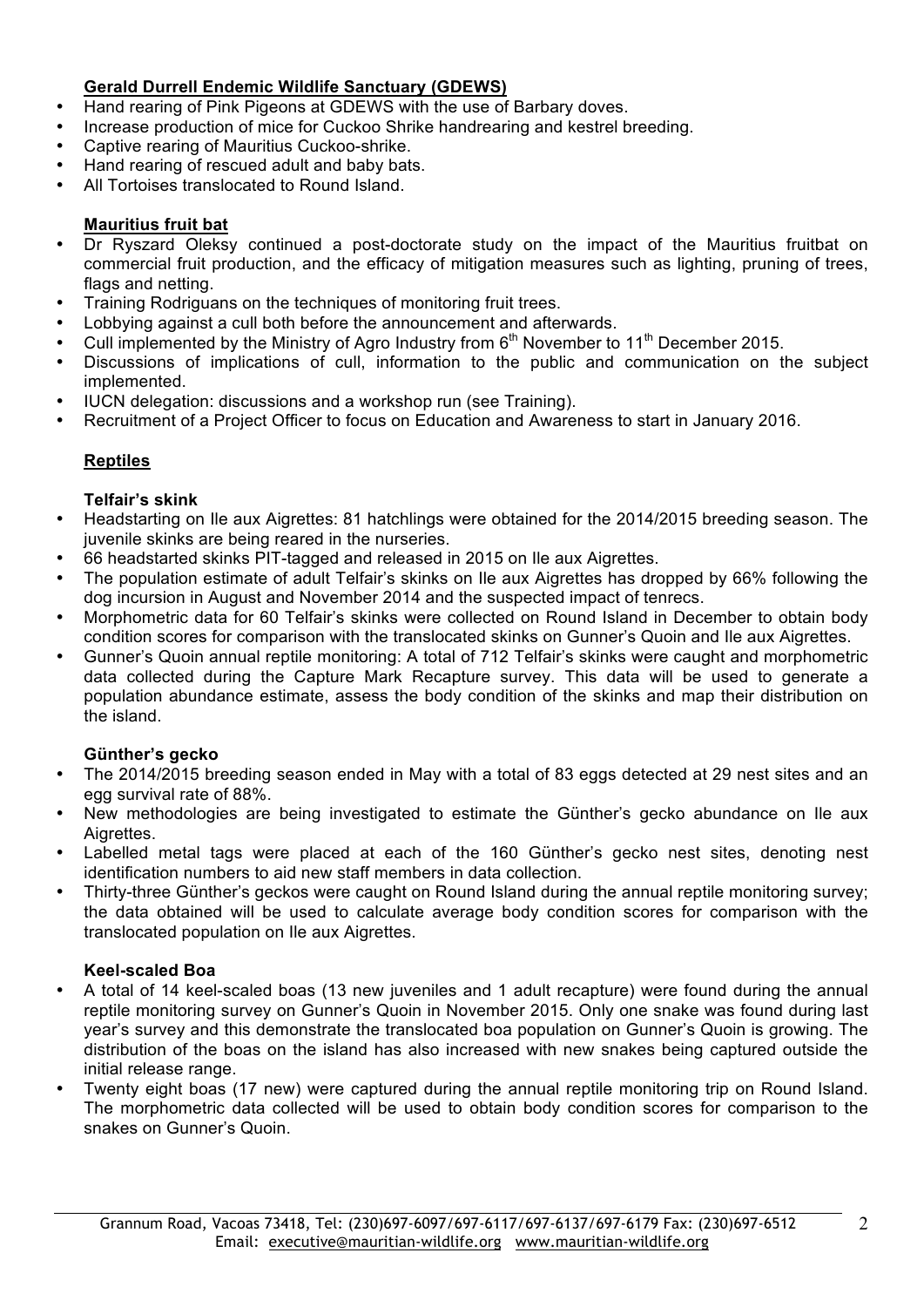## Gerald Durrell Endemic Wildlife Sanctuary (GDEWS)

- Hand rearing of Pink Pigeons at GDEWS with the use of Barbary doves.
- Increase production of mice for Cuckoo Shrike handrearing and kestrel breeding.
- Captive rearing of Mauritius Cuckoo-shrike.
- Hand rearing of rescued adult and baby bats.
- All Tortoises translocated to Round Island.

## Mauritius fruit bat

- Dr Ryszard Oleksy continued a post-doctorate study on the impact of the Mauritius fruitbat on commercial fruit production, and the efficacy of mitigation measures such as lighting, pruning of trees, flags and netting.
- Training Rodriguans on the techniques of monitoring fruit trees.
- Lobbying against a cull both before the announcement and afterwards.
- Cull implemented by the Ministry of Agro Industry from 6th November to 11th December 2015.
- Discussions of implications of cull, information to the public and communication on the subject implemented.
- IUCN delegation: discussions and a workshop run (see Training).
- Recruitment of a Project Officer to focus on Education and Awareness to start in January 2016.

## Reptiles

### Telfair's skink

- Headstarting on Ile aux Aigrettes: 81 hatchlings were obtained for the 2014/2015 breeding season. The juvenile skinks are being reared in the nurseries.
- 66 headstarted skinks PIT-tagged and released in 2015 on Ile aux Aigrettes.
- The population estimate of adult Telfair's skinks on Ile aux Aigrettes has dropped by 66% following the dog incursion in August and November 2014 and the suspected impact of tenrecs.
- Morphometric data for 60 Telfair's skinks were collected on Round Island in December to obtain body condition scores for comparison with the translocated skinks on Gunner's Quoin and Ile aux Aigrettes.
- Gunner's Quoin annual reptile monitoring: A total of 712 Telfair's skinks were caught and morphometric data collected during the Capture Mark Recapture survey. This data will be used to generate a population abundance estimate, assess the body condition of the skinks and map their distribution on the island.

### Günther's gecko

- The 2014/2015 breeding season ended in May with a total of 83 eggs detected at 29 nest sites and an egg survival rate of 88%.
- New methodologies are being investigated to estimate the Günther's gecko abundance on Ile aux Aigrettes.
- Labelled metal tags were placed at each of the 160 Günther's gecko nest sites, denoting nest identification numbers to aid new staff members in data collection.
- Thirty-three Günther's geckos were caught on Round Island during the annual reptile monitoring survey; the data obtained will be used to calculate average body condition scores for comparison with the translocated population on Ile aux Aigrettes.

### Keel-scaled Boa

- A total of 14 keel-scaled boas (13 new juveniles and 1 adult recapture) were found during the annual reptile monitoring survey on Gunner's Quoin in November 2015. Only one snake was found during last year's survey and this demonstrate the translocated boa population on Gunner's Quoin is growing. The distribution of the boas on the island has also increased with new snakes being captured outside the initial release range.
- Twenty eight boas (17 new) were captured during the annual reptile monitoring trip on Round Island. The morphometric data collected will be used to obtain body condition scores for comparison to the snakes on Gunner's Quoin.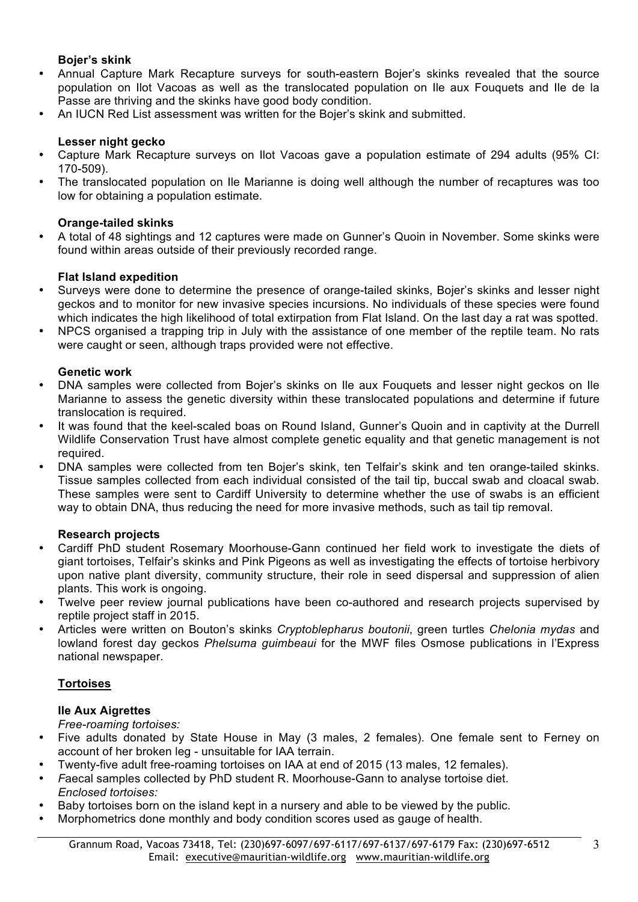**Bojer's skink**

- Annual Capture Mark Recapture surveys for south-eastern Bojer's skinks revealed that the source population on Ilot Vacoas as well as the translocated population on Ile aux Fouquets and Ile de la Passe are thriving and the skinks have good body condition.
- An IUCN Red List assessment was written for the Bojer's skink and submitted.

**Lesser night gecko**

- Capture Mark Recapture surveys on Ilot Vacoas gave a population estimate of 294 adults (95% CI: 170-509).
- The translocated population on Ile Marianne is doing well although the number of recaptures was too low for obtaining a population estimate.

**Orange-tailed skinks**

- A total of 48 sightings and 12 captures were made on Gunner's Quoin in November. Some skinks were found within areas outside of their previously recorded range.

**Flat Island expedition**

- Surveys were done to determine the presence of orange-tailed skinks, Bojer's skinks and lesser night geckos and to monitor for new invasive species incursions. No individuals of these species were found which indicates the high likelihood of total extirpation from Flat Island. On the last day a rat was spotted.
- NPCS organised a trapping trip in July with the assistance of one member of the reptile team. No rats were caught or seen, although traps provided were not effective.

**Genetic work**

- DNA samples were collected from Bojer's skinks on Ile aux Fouquets and lesser night geckos on Ile Marianne to assess the genetic diversity within these translocated populations and determine if future translocation is required.
- It was found that the keel-scaled boas on Round Island, Gunner's Quoin and in captivity at the Durrell Wildlife Conservation Trust have almost complete genetic equality and that genetic management is not required.
- DNA samples were collected from ten Bojer's skink, ten Telfair's skink and ten orange-tailed skinks. Tissue samples collected from each individual consisted of the tail tip, buccal swab and cloacal swab. These samples were sent to Cardiff University to determine whether the use of swabs is an efficient way to obtain DNA, thus reducing the need for more invasive methods, such as tail tip removal.

**Research projects**

- Cardiff PhD student Rosemary Moorhouse-Gann continued her field work to investigate the diets of giant tortoises, Telfair's skinks and Pink Pigeons as well as investigating the effects of tortoise herbivory upon native plant diversity, community structure, their role in seed dispersal and suppression of alien plants. This work is ongoing.
- Twelve peer review journal publications have been co-authored and research projects supervised by reptile project staff in 2015.
- Articles were written on Bouton's skinks *Cryptoblepharus boutonii*, green turtles *Chelonia mydas* and lowland forest day geckos *Phelsuma guimbeaui* for the MWF files Osmose publications in l'Express national newspaper.

## Tortoises

**Ile Aux Aigrettes**

*Free-roaming tortoises:*

- Five adults donated by State House in May (3 males, 2 females). One female sent to Ferney on account of her broken leg - unsuitable for IAA terrain.
- Twenty-five adult free-roaming tortoises on IAA at end of 2015 (13 males, 12 females).
- *F*aecal samples collected by PhD student R. Moorhouse-Gann to analyse tortoise diet.

*Enclosed tortoises:*

- Baby tortoises born on the island kept in a nursery and able to be viewed by the public.
- Morphometrics done monthly and body condition scores used as gauge of health.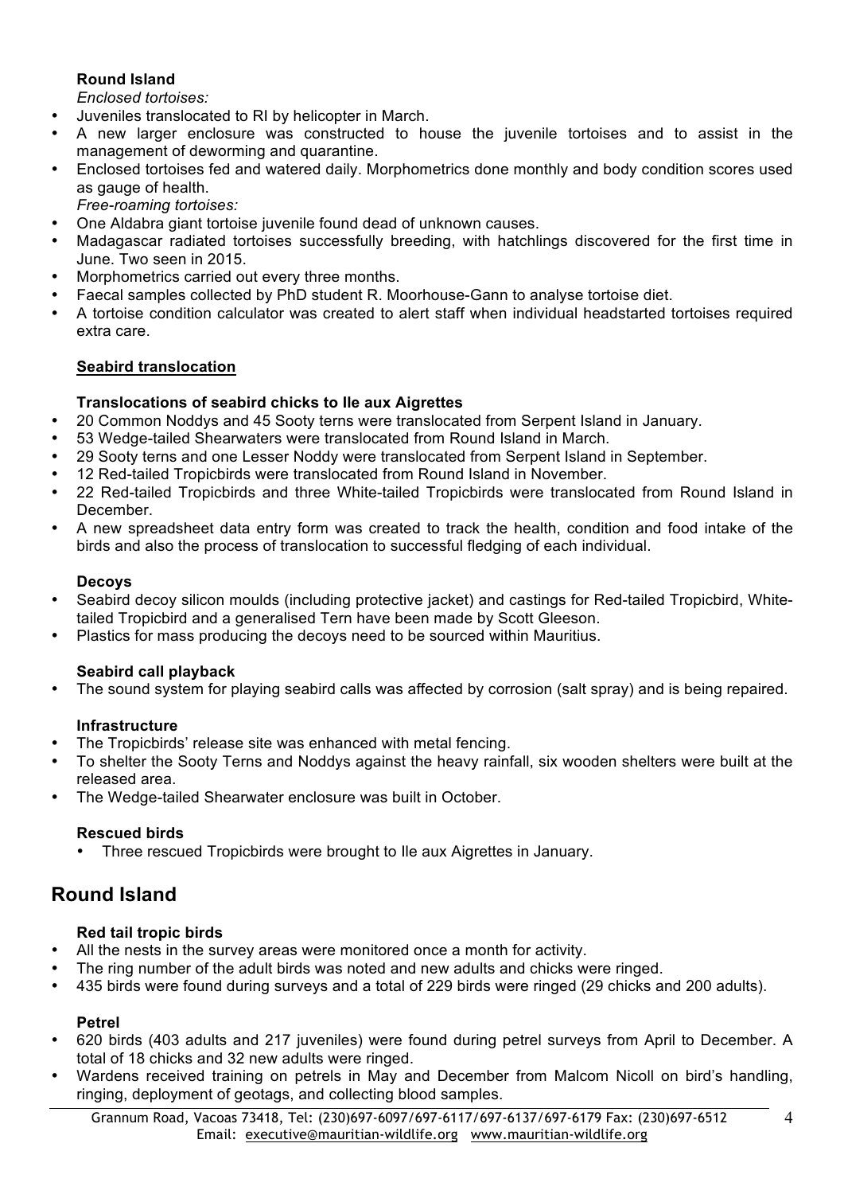**Round Island**

*Enclosed tortoises:*

- Juveniles translocated to RI by helicopter in March.
- A new larger enclosure was constructed to house the juvenile tortoises and to assist in the management of deworming and quarantine.
- Enclosed tortoises fed and watered daily. Morphometrics done monthly and body condition scores used as gauge of health.

*Free-roaming tortoises:*

- One Aldabra giant tortoise juvenile found dead of unknown causes.
- Madagascar radiated tortoises successfully breeding, with hatchlings discovered for the first time in June. Two seen in 2015.
- Morphometrics carried out every three months.
- Faecal samples collected by PhD student R. Moorhouse-Gann to analyse tortoise diet.
- A tortoise condition calculator was created to alert staff when individual headstarted tortoises required extra care.

**Seabird translocation**

**Translocations of seabird chicks to Ile aux Aigrettes**

- 20 Common Noddys and 45 Sooty terns were translocated from Serpent Island in January.
- 53 Wedge-tailed Shearwaters were translocated from Round Island in March.
- 29 Sooty terns and one Lesser Noddy were translocated from Serpent Island in September.
- 12 Red-tailed Tropicbirds were translocated from Round Island in November.
- 22 Red-tailed Tropicbirds and three White-tailed Tropicbirds were translocated from Round Island in December.
- A new spreadsheet data entry form was created to track the health, condition and food intake of the birds and also the process of translocation to successful fledging of each individual.

**Decoys**

- Seabird decoy silicon moulds (including protective jacket) and castings for Red-tailed Tropicbird, White-tailed Tropicbird and a generalised Tern have been made by Scott Gleeson.
- Plastics for mass producing the decoys need to be sourced within Mauritius.

**Seabird call playback**

- The sound system for playing seabird calls was affected by corrosion (salt spray) and is being repaired.

**Infrastructure**

- The Tropicbirds' release site was enhanced with metal fencing.
- To shelter the Sooty Terns and Noddys against the heavy rainfall, six wooden shelters were built at the released area.
- The Wedge-tailed Shearwater enclosure was built in October.

**Rescued birds**

- Three rescued Tropicbirds were brought to Ile aux Aigrettes in January.

## Round Island

**Red tail tropic birds**

- All the nests in the survey areas were monitored once a month for activity.
- The ring number of the adult birds was noted and new adults and chicks were ringed.
- 435 birds were found during surveys and a total of 229 birds were ringed (29 chicks and 200 adults).

**Petrel**

- 620 birds (403 adults and 217 juveniles) were found during petrel surveys from April to December. A total of 18 chicks and 32 new adults were ringed.
- Wardens received training on petrels in May and December from Malcom Nicoll on bird's handling, ringing, deployment of geotags, and collecting blood samples.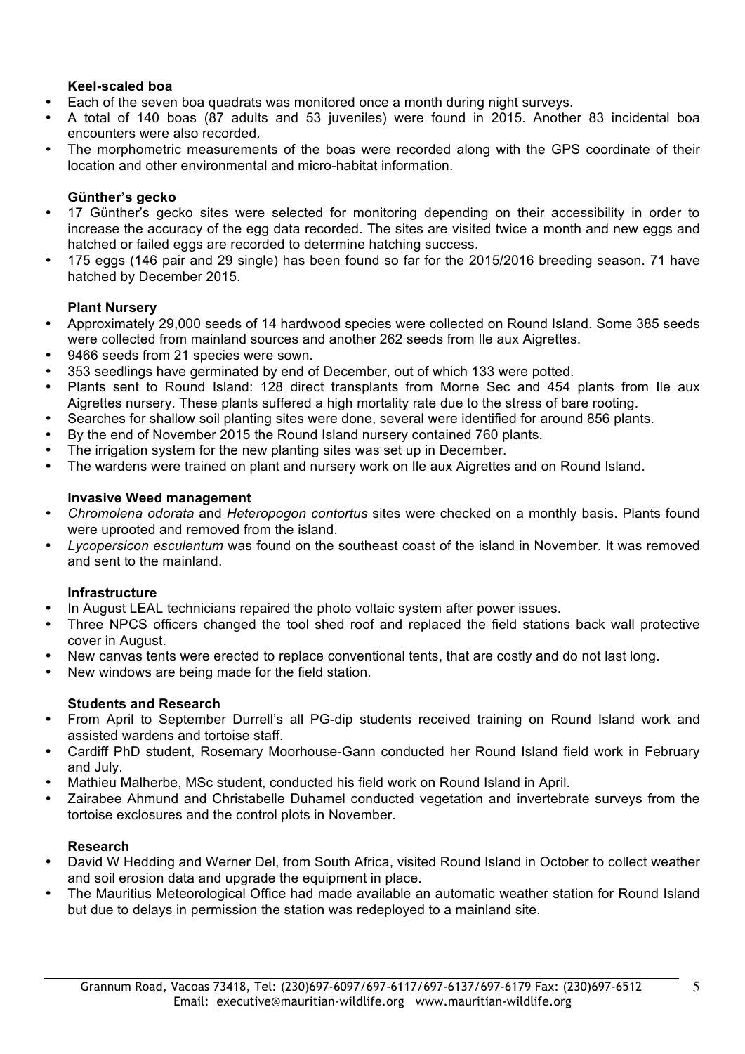### Keel-scaled boa

- Each of the seven boa quadrats was monitored once a month during night surveys.
- A total of 140 boas (87 adults and 53 juveniles) were found in 2015. Another 83 incidental boa encounters were also recorded.
- The morphometric measurements of the boas were recorded along with the GPS coordinate of their location and other environmental and micro-habitat information.

### Günther's gecko

- 17 Günther's gecko sites were selected for monitoring depending on their accessibility in order to increase the accuracy of the egg data recorded. The sites are visited twice a month and new eggs and hatched or failed eggs are recorded to determine hatching success.
- 175 eggs (146 pair and 29 single) has been found so far for the 2015/2016 breeding season. 71 have hatched by December 2015.

### Plant Nursery

- Approximately 29,000 seeds of 14 hardwood species were collected on Round Island. Some 385 seeds were collected from mainland sources and another 262 seeds from Ile aux Aigrettes.
- 9466 seeds from 21 species were sown.
- 353 seedlings have germinated by end of December, out of which 133 were potted.
- Plants sent to Round Island: 128 direct transplants from Morne Sec and 454 plants from Ile aux Aigrettes nursery. These plants suffered a high mortality rate due to the stress of bare rooting.
- Searches for shallow soil planting sites were done, several were identified for around 856 plants.
- By the end of November 2015 the Round Island nursery contained 760 plants.
- The irrigation system for the new planting sites was set up in December.
- The wardens were trained on plant and nursery work on Ile aux Aigrettes and on Round Island.

### Invasive Weed management

- *Chromolena odorata* and *Heteropogon contortus* sites were checked on a monthly basis. Plants found were uprooted and removed from the island.
- *Lycopersicon esculentum* was found on the southeast coast of the island in November. It was removed and sent to the mainland.

### Infrastructure

- In August LEAL technicians repaired the photo voltaic system after power issues.
- Three NPCS officers changed the tool shed roof and replaced the field stations back wall protective cover in August.
- New canvas tents were erected to replace conventional tents, that are costly and do not last long.
- New windows are being made for the field station.

### Students and Research

- From April to September Durrell's all PG-dip students received training on Round Island work and assisted wardens and tortoise staff.
- Cardiff PhD student, Rosemary Moorhouse-Gann conducted her Round Island field work in February and July.
- Mathieu Malherbe, MSc student, conducted his field work on Round Island in April.
- Zairabee Ahmund and Christabelle Duhamel conducted vegetation and invertebrate surveys from the tortoise exclosures and the control plots in November.

### Research

- David W Hedding and Werner Del, from South Africa, visited Round Island in October to collect weather and soil erosion data and upgrade the equipment in place.
- The Mauritius Meteorological Office had made available an automatic weather station for Round Island but due to delays in permission the station was redeployed to a mainland site.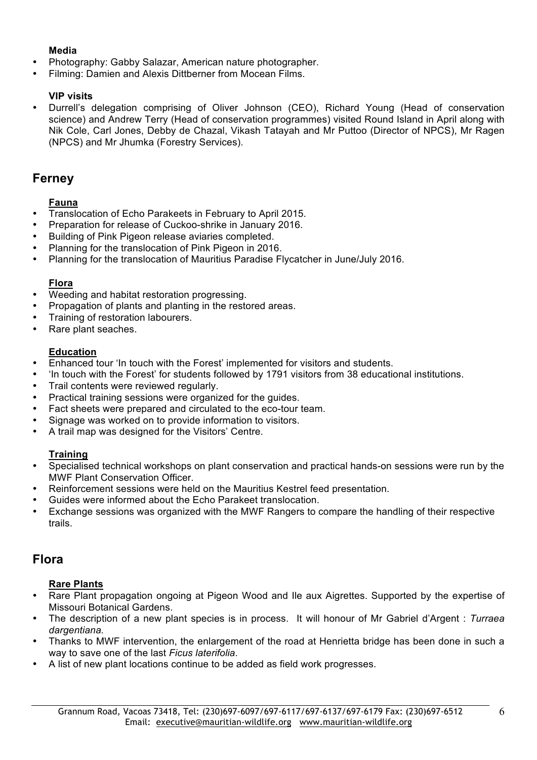**Media**

- Photography: Gabby Salazar, American nature photographer.
- Filming: Damien and Alexis Dittberner from Mocean Films.

**VIP visits**

- Durrell's delegation comprising of Oliver Johnson (CEO), Richard Young (Head of conservation science) and Andrew Terry (Head of conservation programmes) visited Round Island in April along with Nik Cole, Carl Jones, Debby de Chazal, Vikash Tatayah and Mr Puttoo (Director of NPCS), Mr Ragen (NPCS) and Mr Jhumka (Forestry Services).

## Ferney

### Fauna

- Translocation of Echo Parakeets in February to April 2015.
- Preparation for release of Cuckoo-shrike in January 2016.
- Building of Pink Pigeon release aviaries completed.
- Planning for the translocation of Pink Pigeon in 2016.
- Planning for the translocation of Mauritius Paradise Flycatcher in June/July 2016.

### Flora

- Weeding and habitat restoration progressing.
- Propagation of plants and planting in the restored areas.
- Training of restoration labourers.
- Rare plant seaches.

### Education

- Enhanced tour 'In touch with the Forest' implemented for visitors and students.
- 'In touch with the Forest' for students followed by 1791 visitors from 38 educational institutions.
- Trail contents were reviewed regularly.
- Practical training sessions were organized for the guides.
- Fact sheets were prepared and circulated to the eco-tour team.
- Signage was worked on to provide information to visitors.
- A trail map was designed for the Visitors' Centre.

### Training

- Specialised technical workshops on plant conservation and practical hands-on sessions were run by the MWF Plant Conservation Officer.
- Reinforcement sessions were held on the Mauritius Kestrel feed presentation.
- Guides were informed about the Echo Parakeet translocation.
- Exchange sessions was organized with the MWF Rangers to compare the handling of their respective trails.

## Flora

### Rare Plants

- Rare Plant propagation ongoing at Pigeon Wood and Ile aux Aigrettes. Supported by the expertise of Missouri Botanical Gardens.
- The description of a new plant species is in process. It will honour of Mr Gabriel d'Argent : *Turraea dargentiana.*
- Thanks to MWF intervention, the enlargement of the road at Henrietta bridge has been done in such a way to save one of the last *Ficus laterifolia*.
- A list of new plant locations continue to be added as field work progresses.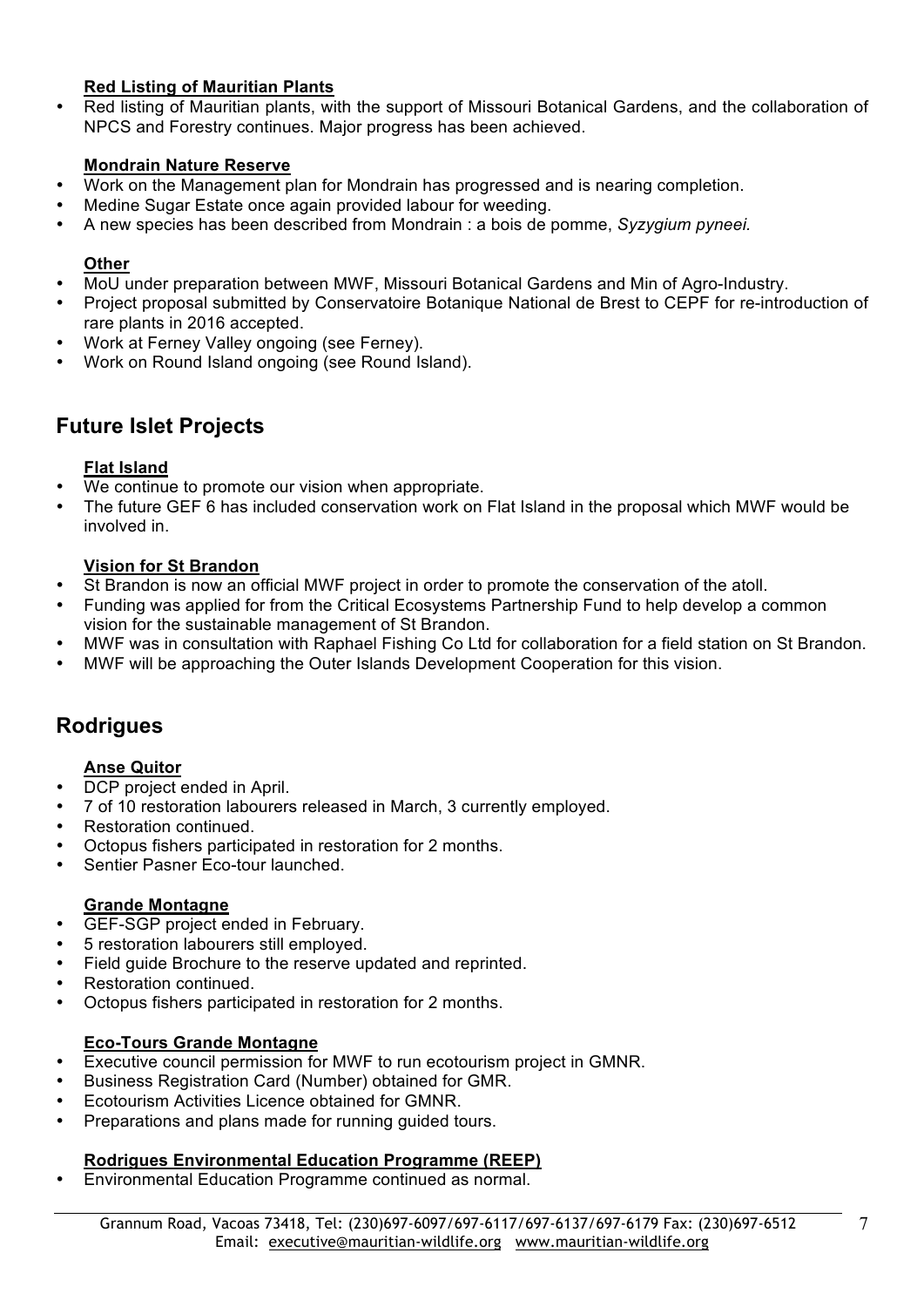### Red Listing of Mauritian Plants

- Red listing of Mauritian plants, with the support of Missouri Botanical Gardens, and the collaboration of NPCS and Forestry continues. Major progress has been achieved.

### Mondrain Nature Reserve

- Work on the Management plan for Mondrain has progressed and is nearing completion.
- Medine Sugar Estate once again provided labour for weeding.
- A new species has been described from Mondrain : a bois de pomme, *Syzygium pyneei*.

### Other

- MoU under preparation between MWF, Missouri Botanical Gardens and Min of Agro-Industry.
- Project proposal submitted by Conservatoire Botanique National de Brest to CEPF for re-introduction of rare plants in 2016 accepted.
- Work at Ferney Valley ongoing (see Ferney).
- Work on Round Island ongoing (see Round Island).

## Future Islet Projects

### Flat Island

- We continue to promote our vision when appropriate.
- The future GEF 6 has included conservation work on Flat Island in the proposal which MWF would be involved in.

### Vision for St Brandon

- St Brandon is now an official MWF project in order to promote the conservation of the atoll.
- Funding was applied for from the Critical Ecosystems Partnership Fund to help develop a common vision for the sustainable management of St Brandon.
- MWF was in consultation with Raphael Fishing Co Ltd for collaboration for a field station on St Brandon.
- MWF will be approaching the Outer Islands Development Cooperation for this vision.

## Rodrigues

### Anse Quitor

- DCP project ended in April.
- 7 of 10 restoration labourers released in March, 3 currently employed.
- Restoration continued.
- Octopus fishers participated in restoration for 2 months.
- Sentier Pasner Eco-tour launched.

### Grande Montagne

- GEF-SGP project ended in February.
- 5 restoration labourers still employed.
- Field guide Brochure to the reserve updated and reprinted.
- Restoration continued.
- Octopus fishers participated in restoration for 2 months.

### Eco-Tours Grande Montagne

- Executive council permission for MWF to run ecotourism project in GMNR.
- Business Registration Card (Number) obtained for GMR.
- Ecotourism Activities Licence obtained for GMNR.
- Preparations and plans made for running guided tours.

### Rodrigues Environmental Education Programme (REEP)

- Environmental Education Programme continued as normal.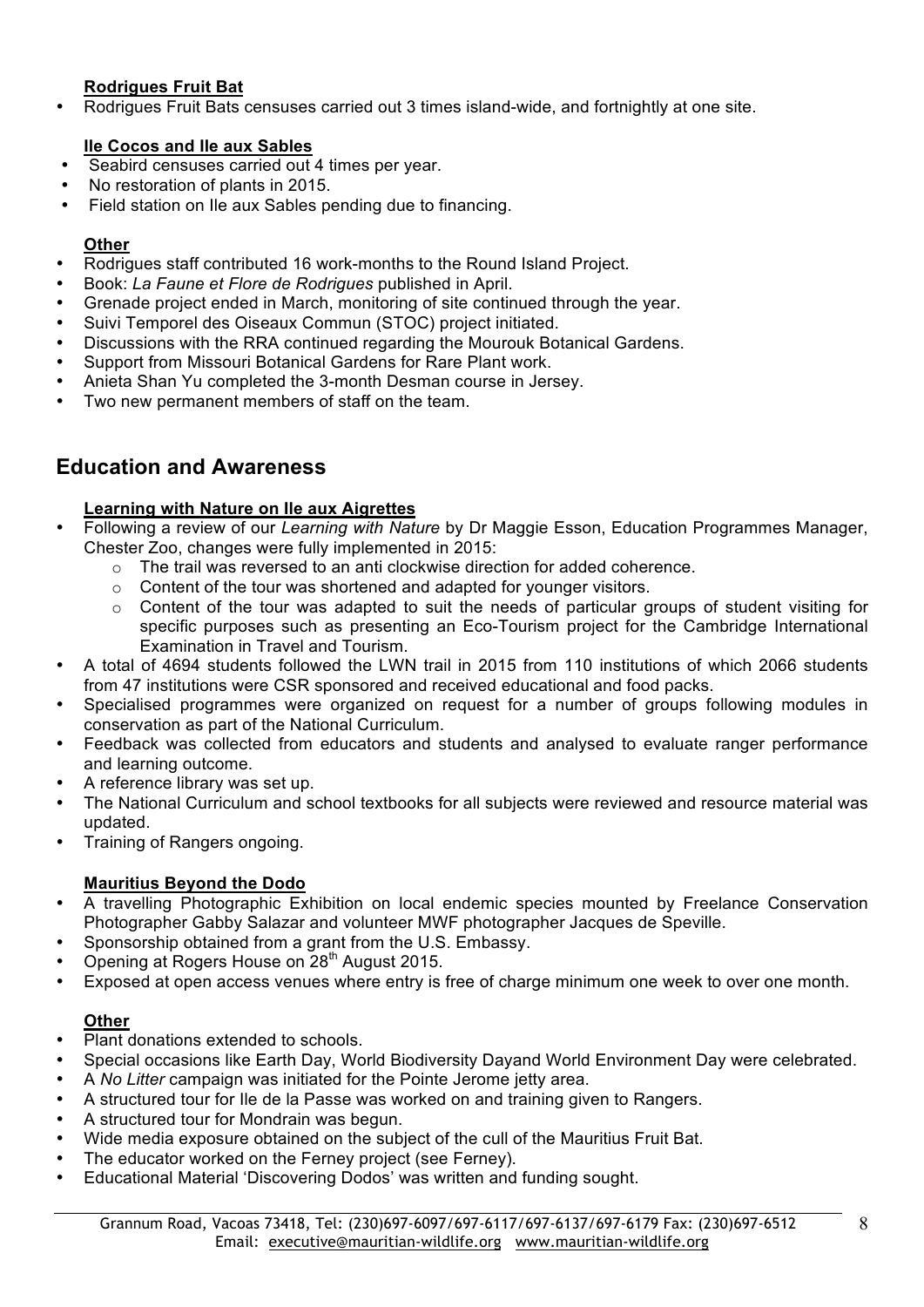**Rodrigues Fruit Bat**

- Rodrigues Fruit Bats censuses carried out 3 times island-wide, and fortnightly at one site.

**Ile Cocos and Ile aux Sables**

- Seabird censuses carried out 4 times per year.
- No restoration of plants in 2015.
- Field station on Ile aux Sables pending due to financing.

**Other**

- Rodrigues staff contributed 16 work-months to the Round Island Project.
- Book: *La Faune et Flore de Rodrigues* published in April.
- Grenade project ended in March, monitoring of site continued through the year.
- Suivi Temporel des Oiseaux Commun (STOC) project initiated.
- Discussions with the RRA continued regarding the Mourouk Botanical Gardens.
- Support from Missouri Botanical Gardens for Rare Plant work.
- Anieta Shan Yu completed the 3-month Desman course in Jersey.
- Two new permanent members of staff on the team.

## Education and Awareness

**Learning with Nature on Ile aux Aigrettes**

- Following a review of our *Learning with Nature* by Dr Maggie Esson, Education Programmes Manager, Chester Zoo, changes were fully implemented in 2015:
  - The trail was reversed to an anti clockwise direction for added coherence.
  - Content of the tour was shortened and adapted for younger visitors.
  - Content of the tour was adapted to suit the needs of particular groups of student visiting for specific purposes such as presenting an Eco-Tourism project for the Cambridge International Examination in Travel and Tourism.
- A total of 4694 students followed the LWN trail in 2015 from 110 institutions of which 2066 students from 47 institutions were CSR sponsored and received educational and food packs.
- Specialised programmes were organized on request for a number of groups following modules in conservation as part of the National Curriculum.
- Feedback was collected from educators and students and analysed to evaluate ranger performance and learning outcome.
- A reference library was set up.
- The National Curriculum and school textbooks for all subjects were reviewed and resource material was updated.
- Training of Rangers ongoing.

**Mauritius Beyond the Dodo**

- A travelling Photographic Exhibition on local endemic species mounted by Freelance Conservation Photographer Gabby Salazar and volunteer MWF photographer Jacques de Speville.
- Sponsorship obtained from a grant from the U.S. Embassy.
- Opening at Rogers House on 28th August 2015.
- Exposed at open access venues where entry is free of charge minimum one week to over one month.

**Other**

- Plant donations extended to schools.
- Special occasions like Earth Day, World Biodiversity Dayand World Environment Day were celebrated.
- A *No Litter* campaign was initiated for the Pointe Jerome jetty area.
- A structured tour for Ile de la Passe was worked on and training given to Rangers.
- A structured tour for Mondrain was begun.
- Wide media exposure obtained on the subject of the cull of the Mauritius Fruit Bat.
- The educator worked on the Ferney project (see Ferney).
- Educational Material 'Discovering Dodos' was written and funding sought.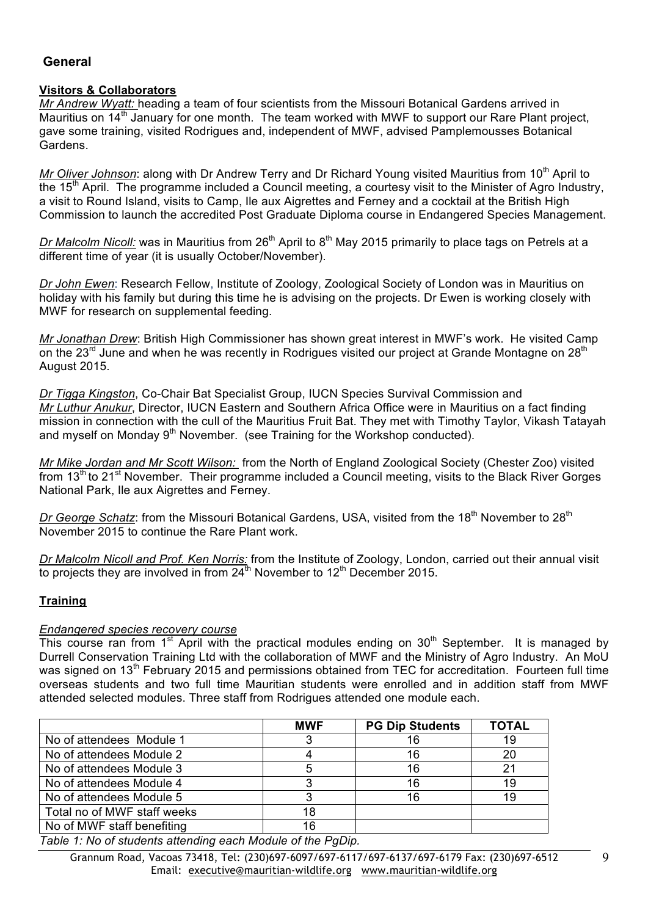## General

### Visitors & Collaborators

*Mr Andrew Wyatt:* heading a team of four scientists from the Missouri Botanical Gardens arrived in Mauritius on 14th January for one month. The team worked with MWF to support our Rare Plant project, gave some training, visited Rodrigues and, independent of MWF, advised Pamplemousses Botanical Gardens.

*Mr Oliver Johnson*: along with Dr Andrew Terry and Dr Richard Young visited Mauritius from 10th April to the 15th April. The programme included a Council meeting, a courtesy visit to the Minister of Agro Industry, a visit to Round Island, visits to Camp, Ile aux Aigrettes and Ferney and a cocktail at the British High Commission to launch the accredited Post Graduate Diploma course in Endangered Species Management.

*Dr Malcolm Nicoll:* was in Mauritius from 26th April to 8th May 2015 primarily to place tags on Petrels at a different time of year (it is usually October/November).

*Dr John Ewen*: Research Fellow, Institute of Zoology, Zoological Society of London was in Mauritius on holiday with his family but during this time he is advising on the projects. Dr Ewen is working closely with MWF for research on supplemental feeding.

*Mr Jonathan Drew*: British High Commissioner has shown great interest in MWF's work. He visited Camp on the 23rd June and when he was recently in Rodrigues visited our project at Grande Montagne on 28th August 2015.

*Dr Tigga Kingston*, Co-Chair Bat Specialist Group, IUCN Species Survival Commission and *Mr Luthur Anukur*, Director, IUCN Eastern and Southern Africa Office were in Mauritius on a fact finding mission in connection with the cull of the Mauritius Fruit Bat. They met with Timothy Taylor, Vikash Tatayah and myself on Monday 9th November. (see Training for the Workshop conducted).

*Mr Mike Jordan and Mr Scott Wilson:* from the North of England Zoological Society (Chester Zoo) visited from 13th to 21st November. Their programme included a Council meeting, visits to the Black River Gorges National Park, Ile aux Aigrettes and Ferney.

*Dr George Schatz*: from the Missouri Botanical Gardens, USA, visited from the 18th November to 28th November 2015 to continue the Rare Plant work.

*Dr Malcolm Nicoll and Prof. Ken Norris:* from the Institute of Zoology, London, carried out their annual visit to projects they are involved in from 24th November to 12th December 2015.

### Training

*Endangered species recovery course*

This course ran from 1st April with the practical modules ending on 30th September. It is managed by Durrell Conservation Training Ltd with the collaboration of MWF and the Ministry of Agro Industry. An MoU was signed on 13th February 2015 and permissions obtained from TEC for accreditation. Fourteen full time overseas students and two full time Mauritian students were enrolled and in addition staff from MWF attended selected modules. Three staff from Rodrigues attended one module each.

| | MWF | PG Dip Students | TOTAL |
|---|---|---|---|
| No of attendees Module 1 | 3 | 16 | 19 |
| No of attendees Module 2 | 4 | 16 | 20 |
| No of attendees Module 3 | 5 | 16 | 21 |
| No of attendees Module 4 | 3 | 16 | 19 |
| No of attendees Module 5 | 3 | 16 | 19 |
| Total no of MWF staff weeks | 18 | | |
| No of MWF staff benefiting | 16 | | |

*Table 1: No of students attending each Module of the PgDip.*

Grannum Road, Vacoas 73418, Tel: (230)697-6097/697-6117/697-6137/697-6179 Fax: (230)697-6512
Email: executive@mauritian-wildlife.org www.mauritian-wildlife.org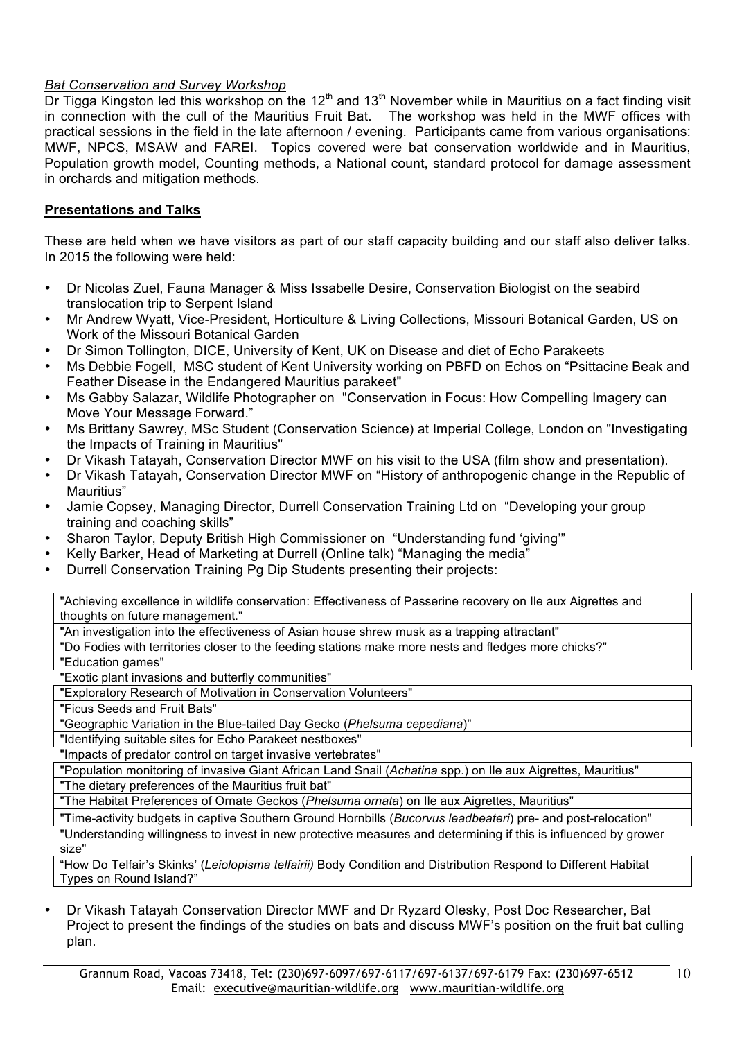*Bat Conservation and Survey Workshop*

Dr Tigga Kingston led this workshop on the 12th and 13th November while in Mauritius on a fact finding visit in connection with the cull of the Mauritius Fruit Bat. The workshop was held in the MWF offices with practical sessions in the field in the late afternoon / evening. Participants came from various organisations: MWF, NPCS, MSAW and FAREI. Topics covered were bat conservation worldwide and in Mauritius, Population growth model, Counting methods, a National count, standard protocol for damage assessment in orchards and mitigation methods.

**Presentations and Talks**

These are held when we have visitors as part of our staff capacity building and our staff also deliver talks. In 2015 the following were held:

- Dr Nicolas Zuel, Fauna Manager & Miss Issabelle Desire, Conservation Biologist on the seabird translocation trip to Serpent Island
- Mr Andrew Wyatt, Vice-President, Horticulture & Living Collections, Missouri Botanical Garden, US on Work of the Missouri Botanical Garden
- Dr Simon Tollington, DICE, University of Kent, UK on Disease and diet of Echo Parakeets
- Ms Debbie Fogell, MSC student of Kent University working on PBFD on Echos on "Psittacine Beak and Feather Disease in the Endangered Mauritius parakeet"
- Ms Gabby Salazar, Wildlife Photographer on "Conservation in Focus: How Compelling Imagery can Move Your Message Forward."
- Ms Brittany Sawrey, MSc Student (Conservation Science) at Imperial College, London on "Investigating the Impacts of Training in Mauritius"
- Dr Vikash Tatayah, Conservation Director MWF on his visit to the USA (film show and presentation).
- Dr Vikash Tatayah, Conservation Director MWF on "History of anthropogenic change in the Republic of Mauritius"
- Jamie Copsey, Managing Director, Durrell Conservation Training Ltd on "Developing your group training and coaching skills"
- Sharon Taylor, Deputy British High Commissioner on "Understanding fund 'giving'"
- Kelly Barker, Head of Marketing at Durrell (Online talk) "Managing the media"
- Durrell Conservation Training Pg Dip Students presenting their projects:

| |
|---|
| "Achieving excellence in wildlife conservation: Effectiveness of Passerine recovery on Ile aux Aigrettes and thoughts on future management." |
| "An investigation into the effectiveness of Asian house shrew musk as a trapping attractant" |
| "Do Fodies with territories closer to the feeding stations make more nests and fledges more chicks?" |
| "Education games" |
| "Exotic plant invasions and butterfly communities" |
| "Exploratory Research of Motivation in Conservation Volunteers" |
| "Ficus Seeds and Fruit Bats" |
| "Geographic Variation in the Blue-tailed Day Gecko (*Phelsuma cepediana*)" |
| "Identifying suitable sites for Echo Parakeet nestboxes" |
| "Impacts of predator control on target invasive vertebrates" |
| "Population monitoring of invasive Giant African Land Snail (*Achatina* spp.) on Ile aux Aigrettes, Mauritius" |
| "The dietary preferences of the Mauritius fruit bat" |
| "The Habitat Preferences of Ornate Geckos (*Phelsuma ornata*) on Ile aux Aigrettes, Mauritius" |
| "Time-activity budgets in captive Southern Ground Hornbills (*Bucorvus leadbeateri*) pre- and post-relocation" |
| "Understanding willingness to invest in new protective measures and determining if this is influenced by grower size" |
| "How Do Telfair's Skinks' (*Leiolopisma telfairii)* Body Condition and Distribution Respond to Different Habitat Types on Round Island?" |

- Dr Vikash Tatayah Conservation Director MWF and Dr Ryzard Olesky, Post Doc Researcher, Bat Project to present the findings of the studies on bats and discuss MWF's position on the fruit bat culling plan.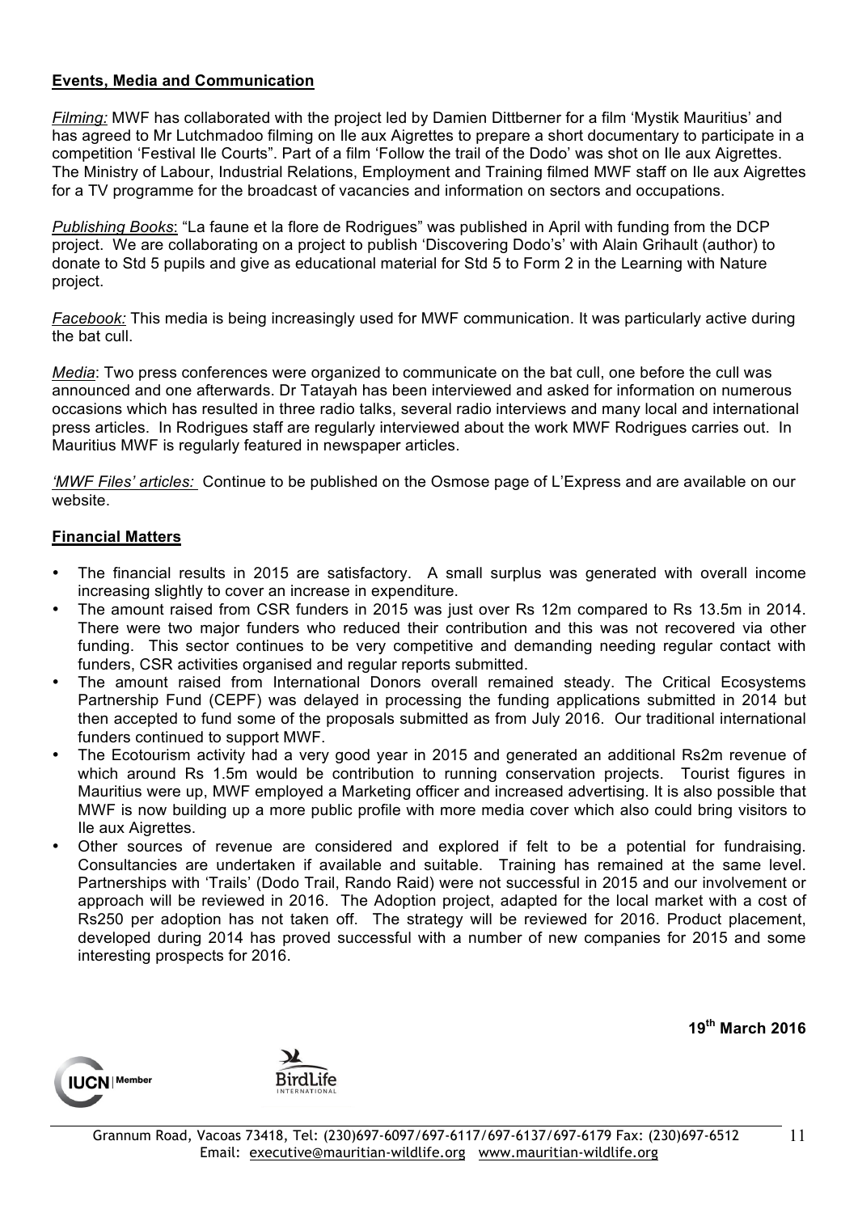## Events, Media and Communication

*Filming:* MWF has collaborated with the project led by Damien Dittberner for a film 'Mystik Mauritius' and has agreed to Mr Lutchmadoo filming on Ile aux Aigrettes to prepare a short documentary to participate in a competition 'Festival Ile Courts". Part of a film 'Follow the trail of the Dodo' was shot on Ile aux Aigrettes. The Ministry of Labour, Industrial Relations, Employment and Training filmed MWF staff on Ile aux Aigrettes for a TV programme for the broadcast of vacancies and information on sectors and occupations.

*Publishing Books*: "La faune et la flore de Rodrigues" was published in April with funding from the DCP project. We are collaborating on a project to publish 'Discovering Dodo's' with Alain Grihault (author) to donate to Std 5 pupils and give as educational material for Std 5 to Form 2 in the Learning with Nature project.

*Facebook:* This media is being increasingly used for MWF communication. It was particularly active during the bat cull.

*Media*: Two press conferences were organized to communicate on the bat cull, one before the cull was announced and one afterwards. Dr Tatayah has been interviewed and asked for information on numerous occasions which has resulted in three radio talks, several radio interviews and many local and international press articles. In Rodrigues staff are regularly interviewed about the work MWF Rodrigues carries out. In Mauritius MWF is regularly featured in newspaper articles.

*'MWF Files' articles:* Continue to be published on the Osmose page of L'Express and are available on our website.

## Financial Matters

- The financial results in 2015 are satisfactory. A small surplus was generated with overall income increasing slightly to cover an increase in expenditure.
- The amount raised from CSR funders in 2015 was just over Rs 12m compared to Rs 13.5m in 2014. There were two major funders who reduced their contribution and this was not recovered via other funding. This sector continues to be very competitive and demanding needing regular contact with funders, CSR activities organised and regular reports submitted.
- The amount raised from International Donors overall remained steady. The Critical Ecosystems Partnership Fund (CEPF) was delayed in processing the funding applications submitted in 2014 but then accepted to fund some of the proposals submitted as from July 2016. Our traditional international funders continued to support MWF.
- The Ecotourism activity had a very good year in 2015 and generated an additional Rs2m revenue of which around Rs 1.5m would be contribution to running conservation projects. Tourist figures in Mauritius were up, MWF employed a Marketing officer and increased advertising. It is also possible that MWF is now building up a more public profile with more media cover which also could bring visitors to Ile aux Aigrettes.
- Other sources of revenue are considered and explored if felt to be a potential for fundraising. Consultancies are undertaken if available and suitable. Training has remained at the same level. Partnerships with 'Trails' (Dodo Trail, Rando Raid) were not successful in 2015 and our involvement or approach will be reviewed in 2016. The Adoption project, adapted for the local market with a cost of Rs250 per adoption has not taken off. The strategy will be reviewed for 2016. Product placement, developed during 2014 has proved successful with a number of new companies for 2015 and some interesting prospects for 2016.

**19th March 2016**